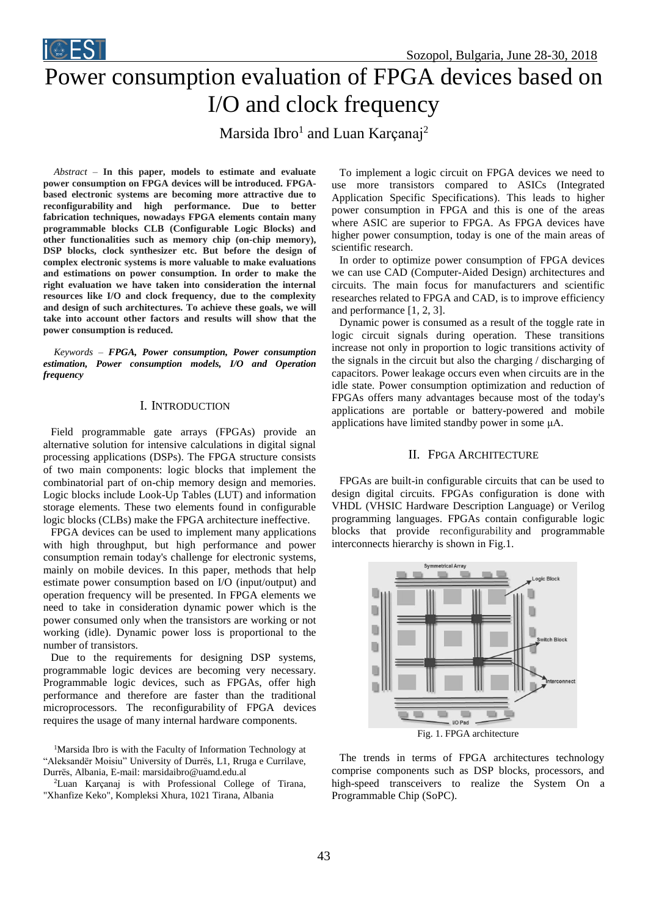# Power consumption evaluation of FPGA devices based on I/O and clock frequency

Marsida Ibro[1] and Luan Karçanaj[2]

*Abstract* – **In this paper, models to estimate and evaluate power consumption on FPGA devices will be introduced. FPGA-based electronic systems are becoming more attractive due to reconfigurability and high performance. Due to better fabrication techniques, nowadays FPGA elements contain many programmable blocks CLB (Configurable Logic Blocks) and other functionalities such as memory chip (on-chip memory), DSP blocks, clock synthesizer etc. But before the design of complex electronic systems is more valuable to make evaluations and estimations on power consumption. In order to make the right evaluation we have taken into consideration the internal resources like I/O and clock frequency, due to the complexity and design of such architectures. To achieve these goals, we will take into account other factors and results will show that the power consumption is reduced.**

*Keywords* – ***FPGA, Power consumption, Power consumption estimation, Power consumption models, I/O and Operation frequency***

## I. Introduction

Field programmable gate arrays (FPGAs) provide an alternative solution for intensive calculations in digital signal processing applications (DSPs). The FPGA structure consists of two main components: logic blocks that implement the combinatorial part of on-chip memory design and memories. Logic blocks include Look-Up Tables (LUT) and information storage elements. These two elements found in configurable logic blocks (CLBs) make the FPGA architecture ineffective.

FPGA devices can be used to implement many applications with high throughput, but high performance and power consumption remain today's challenge for electronic systems, mainly on mobile devices. In this paper, methods that help estimate power consumption based on I/O (input/output) and operation frequency will be presented. In FPGA elements we need to take in consideration dynamic power which is the power consumed only when the transistors are working or not working (idle). Dynamic power loss is proportional to the number of transistors.

Due to the requirements for designing DSP systems, programmable logic devices are becoming very necessary. Programmable logic devices, such as FPGAs, offer high performance and therefore are faster than the traditional microprocessors. The reconfigurability of FPGA devices requires the usage of many internal hardware components.

[1]Marsida Ibro is with the Faculty of Information Technology at "Aleksandër Moisiu" University of Durrës, L1, Rruga e Currilave, Durrës, Albania, E-mail: marsidaibro@uamd.edu.al

[2]Luan Karçanaj is with Professional College of Tirana, "Xhanfize Keko", Kompleksi Xhura, 1021 Tirana, Albania

To implement a logic circuit on FPGA devices we need to use more transistors compared to ASICs (Integrated Application Specific Specifications). This leads to higher power consumption in FPGA and this is one of the areas where ASIC are superior to FPGA. As FPGA devices have higher power consumption, today is one of the main areas of scientific research.

In order to optimize power consumption of FPGA devices we can use CAD (Computer-Aided Design) architectures and circuits. The main focus for manufacturers and scientific researches related to FPGA and CAD, is to improve efficiency and performance [1, 2, 3].

Dynamic power is consumed as a result of the toggle rate in logic circuit signals during operation. These transitions increase not only in proportion to logic transitions activity of the signals in the circuit but also the charging / discharging of capacitors. Power leakage occurs even when circuits are in the idle state. Power consumption optimization and reduction of FPGAs offers many advantages because most of the today's applications are portable or battery-powered and mobile applications have limited standby power in some μA.

## II. FPGA Architecture

FPGAs are built-in configurable circuits that can be used to design digital circuits. FPGAs configuration is done with VHDL (VHSIC Hardware Description Language) or Verilog programming languages. FPGAs contain configurable logic blocks that provide reconfigurability and programmable interconnects hierarchy is shown in Fig.1.

Fig. 1. FPGA architecture

The trends in terms of FPGA architectures technology comprise components such as DSP blocks, processors, and high-speed transceivers to realize the System On a Programmable Chip (SoPC).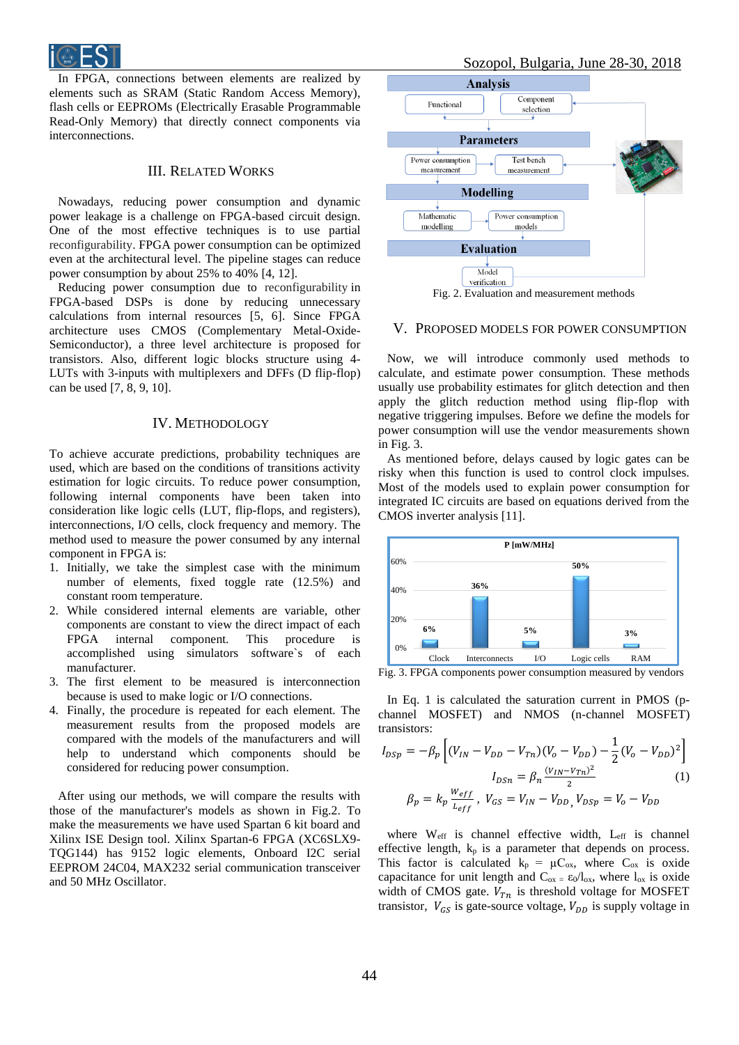In FPGA, connections between elements are realized by elements such as SRAM (Static Random Access Memory), flash cells or EEPROMs (Electrically Erasable Programmable Read-Only Memory) that directly connect components via interconnections.

## III. Related Works

Nowadays, reducing power consumption and dynamic power leakage is a challenge on FPGA-based circuit design. One of the most effective techniques is to use partial reconfigurability. FPGA power consumption can be optimized even at the architectural level. The pipeline stages can reduce power consumption by about 25% to 40% [4, 12].

Reducing power consumption due to reconfigurability in FPGA-based DSPs is done by reducing unnecessary calculations from internal resources [5, 6]. Since FPGA architecture uses CMOS (Complementary Metal-Oxide-Semiconductor), a three level architecture is proposed for transistors. Also, different logic blocks structure using 4-LUTs with 3-inputs with multiplexers and DFFs (D flip-flop) can be used [7, 8, 9, 10].

## IV. Methodology

To achieve accurate predictions, probability techniques are used, which are based on the conditions of transitions activity estimation for logic circuits. To reduce power consumption, following internal components have been taken into consideration like logic cells (LUT, flip-flops, and registers), interconnections, I/O cells, clock frequency and memory. The method used to measure the power consumed by any internal component in FPGA is:

1. Initially, we take the simplest case with the minimum number of elements, fixed toggle rate (12.5%) and constant room temperature.
2. While considered internal elements are variable, other components are constant to view the direct impact of each FPGA internal component. This procedure is accomplished using simulators software`s of each manufacturer.
3. The first element to be measured is interconnection because is used to make logic or I/O connections.
4. Finally, the procedure is repeated for each element. The measurement results from the proposed models are compared with the models of the manufacturers and will help to understand which components should be considered for reducing power consumption.

After using our methods, we will compare the results with those of the manufacturer's models as shown in Fig.2. To make the measurements we have used Spartan 6 kit board and Xilinx ISE Design tool. Xilinx Spartan-6 FPGA (XC6SLX9-TQG144) has 9152 logic elements, Onboard I2C serial EEPROM 24C04, MAX232 serial communication transceiver and 50 MHz Oscillator.

Analysis: Functional, Component selection
Parameters: Power consumption measurement, Test bench measurement
Modelling: Mathematic modelling, Power consumption models
Evaluation: Model verification

Fig. 2. Evaluation and measurement methods

## V. Proposed Models for Power Consumption

Now, we will introduce commonly used methods to calculate, and estimate power consumption. These methods usually use probability estimates for glitch detection and then apply the glitch reduction method using flip-flop with negative triggering impulses. Before we define the models for power consumption will use the vendor measurements shown in Fig. 3.

As mentioned before, delays caused by logic gates can be risky when this function is used to control clock impulses. Most of the models used to explain power consumption for integrated IC circuits are based on equations derived from the CMOS inverter analysis [11].

P [mW/MHz]

| Clock | Interconnects | I/O | Logic cells | RAM |
|---|---|---|---|---|
| 6% | 36% | 5% | 50% | 3% |

Fig. 3. FPGA components power consumption measured by vendors

In Eq. 1 is calculated the saturation current in PMOS (p-channel MOSFET) and NMOS (n-channel MOSFET) transistors:

$$I_{DSp} = -\beta_p \left[ (V_{IN} - V_{DD} - V_{Tn})(V_o - V_{DD}) - \frac{1}{2}(V_o - V_{DD})^2 \right]$$

$$I_{DSn} = \beta_n \frac{(V_{IN} - V_{Tn})^2}{2} \tag{1}$$

$$\beta_p = k_p \frac{W_{eff}}{L_{eff}}, \; V_{GS} = V_{IN} - V_{DD}, \; V_{DSp} = V_o - V_{DD}$$

where $W_{eff}$ is channel effective width, $L_{eff}$ is channel effective length, $k_p$ is a parameter that depends on process. This factor is calculated $k_p = \mu C_{ox}$, where $C_{ox}$ is oxide capacitance for unit length and $C_{ox} = \varepsilon_0 / l_{ox}$, where $l_{ox}$ is oxide width of CMOS gate. $V_{Tn}$ is threshold voltage for MOSFET transistor, $V_{GS}$ is gate-source voltage, $V_{DD}$ is supply voltage in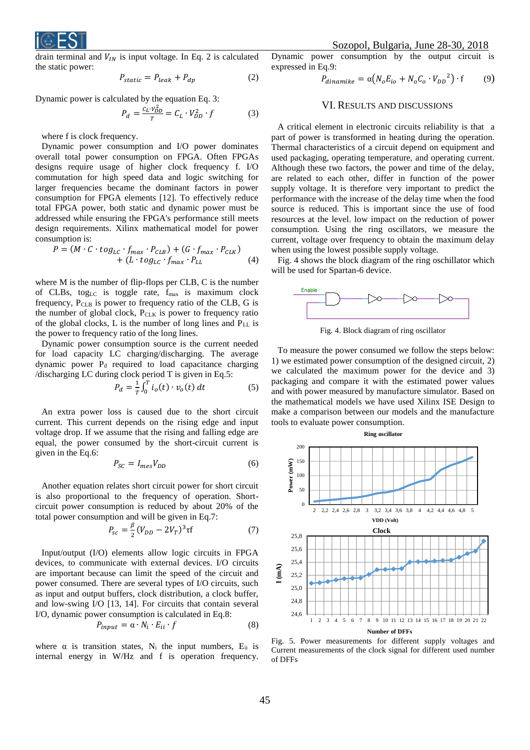drain terminal and $V_{IN}$ is input voltage. In Eq. 2 is calculated the static power:

$$P_{static} = P_{leak} + P_{dp} \tag{2}$$

Dynamic power is calculated by the equation Eq. 3:

$$P_d = \frac{C_L \cdot V_{DD}^2}{T} = C_L \cdot V_{DD}^2 \cdot f \tag{3}$$

where f is clock frequency.

Dynamic power consumption and I/O power dominates overall total power consumption on FPGA. Often FPGAs designs require usage of higher clock frequency f. I/O commutation for high speed data and logic switching for larger frequencies became the dominant factors in power consumption for FPGA elements [12]. To effectively reduce total FPGA power, both static and dynamic power must be addressed while ensuring the FPGA's performance still meets design requirements. Xilinx mathematical model for power consumption is:

$$P = (M \cdot C \cdot tog_{LC} \cdot f_{max} \cdot P_{CLB}) + (G \cdot f_{max} \cdot P_{CLK}) + (L \cdot tog_{LC} \cdot f_{max} \cdot P_{LL} \tag{4}$$

where M is the number of flip-flops per CLB, C is the number of CLBs, $tog_{LC}$ is toggle rate, $f_{max}$ is maximum clock frequency, $P_{CLB}$ is power to frequency ratio of the CLB, G is the number of global clock, $P_{CLK}$ is power to frequency ratio of the global clocks, L is the number of long lines and $P_{LL}$ is the power to frequency ratio of the long lines.

Dynamic power consumption source is the current needed for load capacity LC charging/discharging. The average dynamic power $P_d$ required to load capacitance charging /discharging LC during clock period T is given in Eq.5:

$$P_d = \frac{1}{T}\int_0^T i_o(t) \cdot v_o(t)\, dt \tag{5}$$

An extra power loss is caused due to the short circuit current. This current depends on the rising edge and input voltage drop. If we assume that the rising and falling edge are equal, the power consumed by the short-circuit current is given in the Eq.6:

$$P_{SC} = I_{mes} V_{DD} \tag{6}$$

Another equation relates short circuit power for short circuit is also proportional to the frequency of operation. Short-circuit power consumption is reduced by about 20% of the total power consumption and will be given in Eq.7:

$$P_{sc} = \frac{\beta}{2}(V_{DD} - 2V_T)^3 \tau f \tag{7}$$

Input/output (I/O) elements allow logic circuits in FPGA devices, to communicate with external devices. I/O circuits are important because can limit the speed of the circuit and power consumed. There are several types of I/O circuits, such as input and output buffers, clock distribution, a clock buffer, and low-swing I/O [13, 14]. For circuits that contain several I/O, dynamic power consumption is calculated by Eq.8:

$$P_{input} = \alpha \cdot N_i \cdot E_{ii} \cdot f \tag{8}$$

where α is transition states, $N_i$ the input numbers, $E_{ii}$ is internal energy in W/Hz and f is operation frequency. Dynamic power consumption by the output circuit is expressed in Eq.9:

$$P_{dinamike} = \alpha\left(N_o E_{io} + N_o C_o \cdot V_{DD}{}^2\right) \cdot f \tag{9}$$

## VI. Results and Discussions

A critical element in electronic circuits reliability is that a part of power is transformed in heating during the operation. Thermal characteristics of a circuit depend on equipment and used packaging, operating temperature, and operating current. Although these two factors, the power and time of the delay, are related to each other, differ in function of the power supply voltage. It is therefore very important to predict the performance with the increase of the delay time when the food source is reduced. This is important since the use of food resources at the level. low impact on the reduction of power consumption. Using the ring oscillators, we measure the current, voltage over frequency to obtain the maximum delay when using the lowest possible supply voltage.

Fig. 4 shows the block diagram of the ring oschillator which will be used for Spartan-6 device.

Fig. 4. Block diagram of ring oscillator

To measure the power consumed we follow the steps below: 1) we estimated power consumption of the designed circuit, 2) we calculated the maximum power for the device and 3) packaging and compare it with the estimated power values and with power measured by manufacture simulator. Based on the mathematical models we have used Xilinx ISE Design to make a comparison between our models and the manufacture tools to evaluate power consumption.

Fig. 5. Power measurements for different supply voltages and Current measurements of the clock signal for different used number of DFFs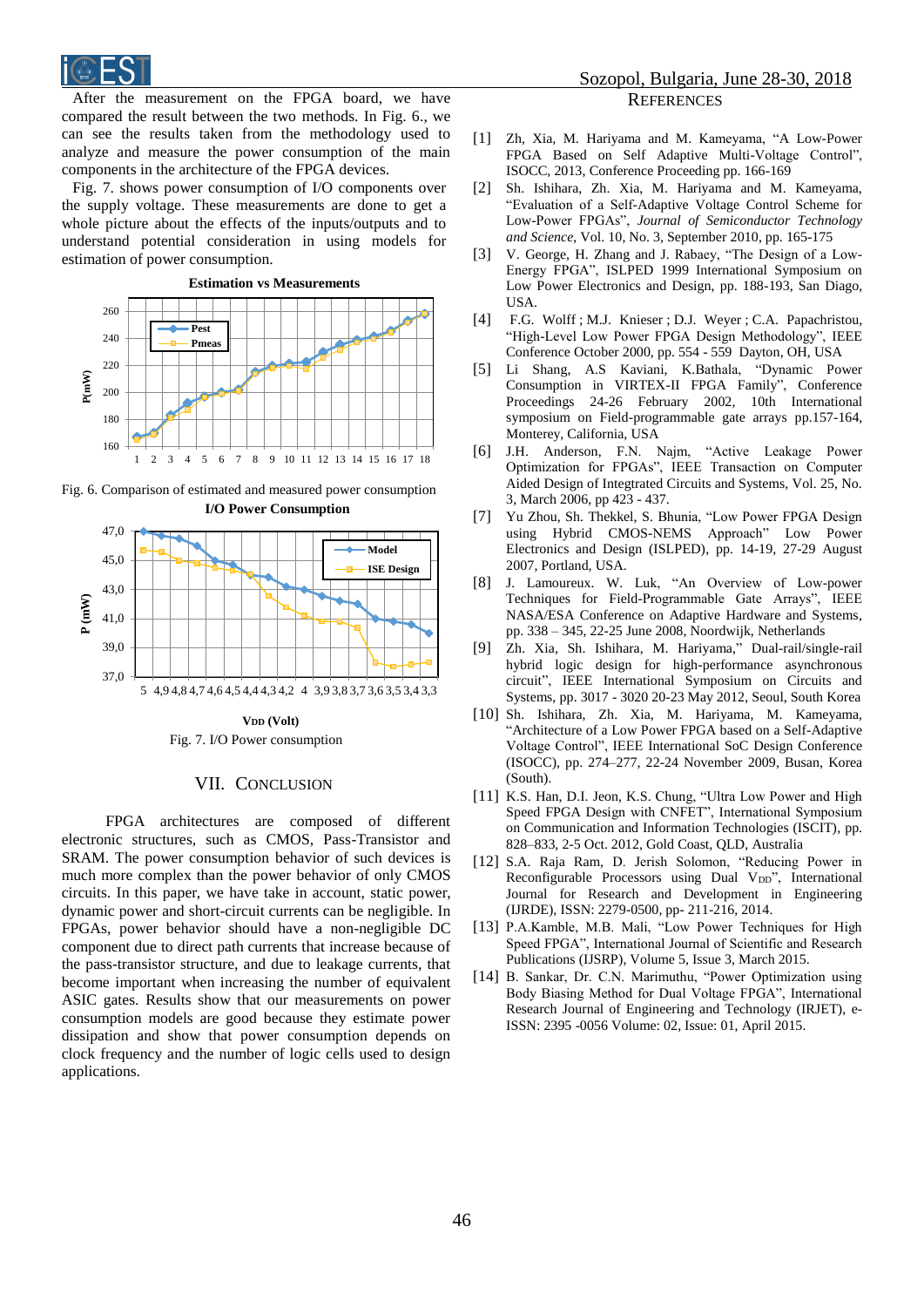After the measurement on the FPGA board, we have compared the result between the two methods. In Fig. 6., we can see the results taken from the methodology used to analyze and measure the power consumption of the main components in the architecture of the FPGA devices.

Fig. 7. shows power consumption of I/O components over the supply voltage. These measurements are done to get a whole picture about the effects of the inputs/outputs and to understand potential consideration in using models for estimation of power consumption.

Estimation vs Measurements

260
240
220
200
180
160

P(mW)

Pest
Pmeas

1 2 3 4 5 6 7 8 9 10 11 12 13 14 15 16 17 18

Fig. 6. Comparison of estimated and measured power consumption

I/O Power Consumption

47,0
45,0
43,0
41,0
39,0
37,0

P (mW)

Model
ISE Design

5 4,9 4,8 4,7 4,6 4,5 4,4 4,3 4,2 4 3,9 3,8 3,7 3,6 3,5 3,4 3,3

$V_{DD}$ (Volt)

Fig. 7. I/O Power consumption

## VII. Conclusion

FPGA architectures are composed of different electronic structures, such as CMOS, Pass-Transistor and SRAM. The power consumption behavior of such devices is much more complex than the power behavior of only CMOS circuits. In this paper, we have take in account, static power, dynamic power and short-circuit currents can be negligible. In FPGAs, power behavior should have a non-negligible DC component due to direct path currents that increase because of the pass-transistor structure, and due to leakage currents, that become important when increasing the number of equivalent ASIC gates. Results show that our measurements on power consumption models are good because they estimate power dissipation and show that power consumption depends on clock frequency and the number of logic cells used to design applications.

## References

[1] Zh, Xia, M. Hariyama and M. Kameyama, "A Low-Power FPGA Based on Self Adaptive Multi-Voltage Control", ISOCC, 2013, Conference Proceeding pp. 166-169

[2] Sh. Ishihara, Zh. Xia, M. Hariyama and M. Kameyama, "Evaluation of a Self-Adaptive Voltage Control Scheme for Low-Power FPGAs", *Journal of Semiconductor Technology and Science*, Vol. 10, No. 3, September 2010, pp. 165-175

[3] V. George, H. Zhang and J. Rabaey, "The Design of a Low-Energy FPGA", ISLPED 1999 International Symposium on Low Power Electronics and Design, pp. 188-193, San Diago, USA.

[4] F.G. Wolff ; M.J. Knieser ; D.J. Weyer ; C.A. Papachristou, "High-Level Low Power FPGA Design Methodology", IEEE Conference October 2000, pp. 554 - 559 Dayton, OH, USA

[5] Li Shang, A.S Kaviani, K.Bathala, "Dynamic Power Consumption in VIRTEX-II FPGA Family", Conference Proceedings 24-26 February 2002, 10th International symposium on Field-programmable gate arrays pp.157-164, Monterey, California, USA

[6] J.H. Anderson, F.N. Najm, "Active Leakage Power Optimization for FPGAs", IEEE Transaction on Computer Aided Design of Integrated Circuits and Systems, Vol. 25, No. 3, March 2006, pp 423 - 437.

[7] Yu Zhou, Sh. Thekkel, S. Bhunia, "Low Power FPGA Design using Hybrid CMOS-NEMS Approach" Low Power Electronics and Design (ISLPED), pp. 14-19, 27-29 August 2007, Portland, USA.

[8] J. Lamoureux. W. Luk, "An Overview of Low-power Techniques for Field-Programmable Gate Arrays", IEEE NASA/ESA Conference on Adaptive Hardware and Systems, pp. 338 – 345, 22-25 June 2008, Noordwijk, Netherlands

[9] Zh. Xia, Sh. Ishihara, M. Hariyama," Dual-rail/single-rail hybrid logic design for high-performance asynchronous circuit", IEEE International Symposium on Circuits and Systems, pp. 3017 - 3020 20-23 May 2012, Seoul, South Korea

[10] Sh. Ishihara, Zh. Xia, M. Hariyama, M. Kameyama, "Architecture of a Low Power FPGA based on a Self-Adaptive Voltage Control", IEEE International SoC Design Conference (ISOCC), pp. 274–277, 22-24 November 2009, Busan, Korea (South).

[11] K.S. Han, D.I. Jeon, K.S. Chung, "Ultra Low Power and High Speed FPGA Design with CNFET", International Symposium on Communication and Information Technologies (ISCIT), pp. 828–833, 2-5 Oct. 2012, Gold Coast, QLD, Australia

[12] S.A. Raja Ram, D. Jerish Solomon, "Reducing Power in Reconfigurable Processors using Dual $V_{DD}$", International Journal for Research and Development in Engineering (IJRDE), ISSN: 2279-0500, pp- 211-216, 2014.

[13] P.A.Kamble, M.B. Mali, "Low Power Techniques for High Speed FPGA", International Journal of Scientific and Research Publications (IJSRP), Volume 5, Issue 3, March 2015.

[14] B. Sankar, Dr. C.N. Marimuthu, "Power Optimization using Body Biasing Method for Dual Voltage FPGA", International Research Journal of Engineering and Technology (IRJET), e-ISSN: 2395 -0056 Volume: 02, Issue: 01, April 2015.